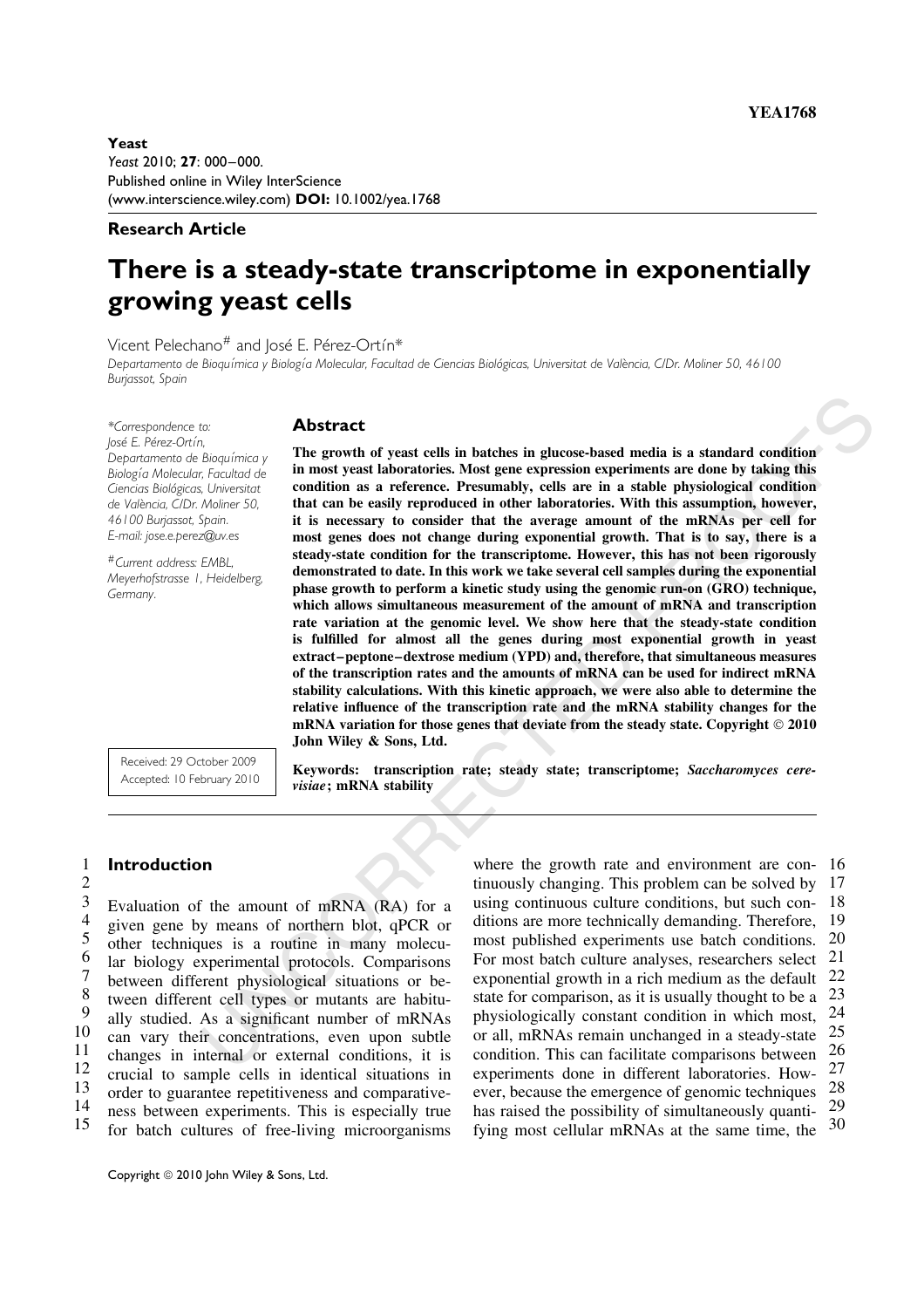Research Article

# There is a steady-state transcriptome in exponentially growing yeast cells

Vicent Pelechano[#] and José E. Pérez-Ortín*

*Departamento de Bioquímica y Biología Molecular, Facultad de Ciencias Biológicas, Universitat de València, C/Dr. Moliner 50, 46100 Burjassot, Spain*

*Correspondence to: José E. Pérez-Ortín, Departamento de Bioquímica y Biología Molecular, Facultad de Ciencias Biológicas, Universitat de València, C/Dr. Moliner 50, 46100 Burjassot, Spain. E-mail: jose.e.perez@uv.es

[#]Current address: EMBL, Meyerhofstrasse 1, Heidelberg, Germany.

Received: 29 October 2009
Accepted: 10 February 2010

## Abstract

**The growth of yeast cells in batches in glucose-based media is a standard condition in most yeast laboratories. Most gene expression experiments are done by taking this condition as a reference. Presumably, cells are in a stable physiological condition that can be easily reproduced in other laboratories. With this assumption, however, it is necessary to consider that the average amount of the mRNAs per cell for most genes does not change during exponential growth. That is to say, there is a steady-state condition for the transcriptome. However, this has not been rigorously demonstrated to date. In this work we take several cell samples during the exponential phase growth to perform a kinetic study using the genomic run-on (GRO) technique, which allows simultaneous measurement of the amount of mRNA and transcription rate variation at the genomic level. We show here that the steady-state condition is fulfilled for almost all the genes during most exponential growth in yeast extract–peptone–dextrose medium (YPD) and, therefore, that simultaneous measures of the transcription rates and the amounts of mRNA can be used for indirect mRNA stability calculations. With this kinetic approach, we were also able to determine the relative influence of the transcription rate and the mRNA stability changes for the mRNA variation for those genes that deviate from the steady state. Copyright © 2010 John Wiley & Sons, Ltd.**

**Keywords:** **transcription rate; steady state; transcriptome; *Saccharomyces cerevisiae*; mRNA stability**

## Introduction

Evaluation of the amount of mRNA (RA) for a given gene by means of northern blot, qPCR or other techniques is a routine in many molecular biology experimental protocols. Comparisons between different physiological situations or between different cell types or mutants are habitually studied. As a significant number of mRNAs can vary their concentrations, even upon subtle changes in internal or external conditions, it is crucial to sample cells in identical situations in order to guarantee repetitiveness and comparativeness between experiments. This is especially true for batch cultures of free-living microorganisms where the growth rate and environment are continuously changing. This problem can be solved by using continuous culture conditions, but such conditions are more technically demanding. Therefore, most published experiments use batch conditions. For most batch culture analyses, researchers select exponential growth in a rich medium as the default state for comparison, as it is usually thought to be a physiologically constant condition in which most, or all, mRNAs remain unchanged in a steady-state condition. This can facilitate comparisons between experiments done in different laboratories. However, because the emergence of genomic techniques has raised the possibility of simultaneously quantifying most cellular mRNAs at the same time, the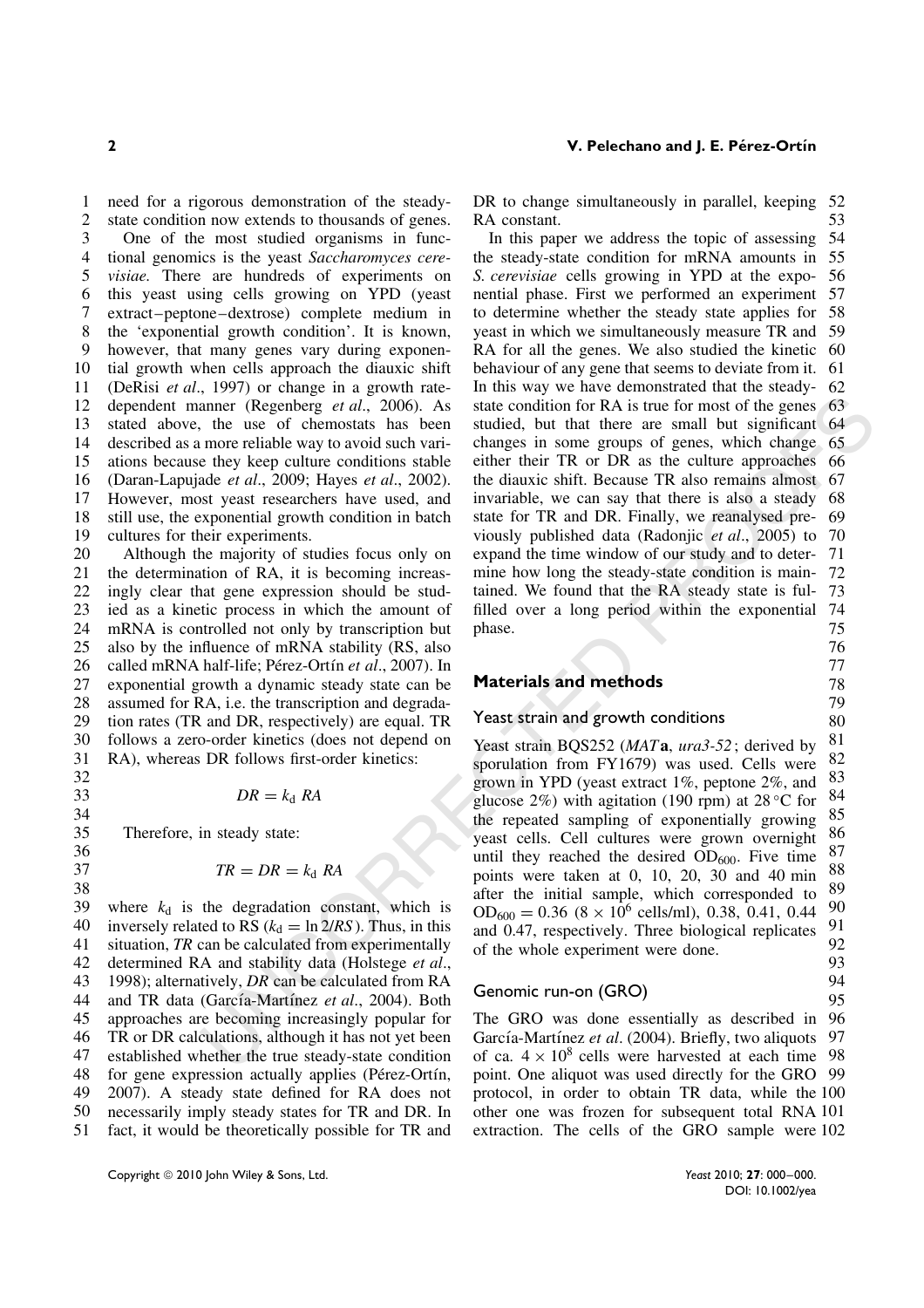need for a rigorous demonstration of the steady-state condition now extends to thousands of genes.

One of the most studied organisms in functional genomics is the yeast *Saccharomyces cerevisiae*. There are hundreds of experiments on this yeast using cells growing on YPD (yeast extract–peptone–dextrose) complete medium in the 'exponential growth condition'. It is known, however, that many genes vary during exponential growth when cells approach the diauxic shift (DeRisi *et al*., 1997) or change in a growth rate-dependent manner (Regenberg *et al*., 2006). As stated above, the use of chemostats has been described as a more reliable way to avoid such variations because they keep culture conditions stable (Daran-Lapujade *et al*., 2009; Hayes *et al*., 2002). However, most yeast researchers have used, and still use, the exponential growth condition in batch cultures for their experiments.

Although the majority of studies focus only on the determination of RA, it is becoming increasingly clear that gene expression should be studied as a kinetic process in which the amount of mRNA is controlled not only by transcription but also by the influence of mRNA stability (RS, also called mRNA half-life; Pérez-Ortín *et al*., 2007). In exponential growth a dynamic steady state can be assumed for RA, i.e. the transcription and degradation rates (TR and DR, respectively) are equal. TR follows a zero-order kinetics (does not depend on RA), whereas DR follows first-order kinetics:

$$DR = k_d \, RA$$

Therefore, in steady state:

$$TR = DR = k_d \, RA$$

where $k_d$ is the degradation constant, which is inversely related to RS ($k_d = \ln 2/RS$). Thus, in this situation, *TR* can be calculated from experimentally determined RA and stability data (Holstege *et al*., 1998); alternatively, *DR* can be calculated from RA and TR data (García-Martínez *et al*., 2004). Both approaches are becoming increasingly popular for TR or DR calculations, although it has not yet been established whether the true steady-state condition for gene expression actually applies (Pérez-Ortín, 2007). A steady state defined for RA does not necessarily imply steady states for TR and DR. In fact, it would be theoretically possible for TR and DR to change simultaneously in parallel, keeping RA constant.

In this paper we address the topic of assessing the steady-state condition for mRNA amounts in *S. cerevisiae* cells growing in YPD at the exponential phase. First we performed an experiment to determine whether the steady state applies for yeast in which we simultaneously measure TR and RA for all the genes. We also studied the kinetic behaviour of any gene that seems to deviate from it. In this way we have demonstrated that the steady-state condition for RA is true for most of the genes studied, but that there are small but significant changes in some groups of genes, which change either their TR or DR as the culture approaches the diauxic shift. Because TR also remains almost invariable, we can say that there is also a steady state for TR and DR. Finally, we reanalysed previously published data (Radonjic *et al*., 2005) to expand the time window of our study and to determine how long the steady-state condition is maintained. We found that the RA steady state is fulfilled over a long period within the exponential phase.

## Materials and methods

### Yeast strain and growth conditions

Yeast strain BQS252 (*MAT***a**, *ura3-52*; derived by sporulation from FY1679) was used. Cells were grown in YPD (yeast extract 1%, peptone 2%, and glucose 2%) with agitation (190 rpm) at 28 °C for the repeated sampling of exponentially growing yeast cells. Cell cultures were grown overnight until they reached the desired $OD_{600}$. Five time points were taken at 0, 10, 20, 30 and 40 min after the initial sample, which corresponded to $OD_{600} = 0.36$ ($8 \times 10^6$ cells/ml), 0.38, 0.41, 0.44 and 0.47, respectively. Three biological replicates of the whole experiment were done.

### Genomic run-on (GRO)

The GRO was done essentially as described in García-Martínez *et al*. (2004). Briefly, two aliquots of ca. $4 \times 10^8$ cells were harvested at each time point. One aliquot was used directly for the GRO protocol, in order to obtain TR data, while the other one was frozen for subsequent total RNA extraction. The cells of the GRO sample were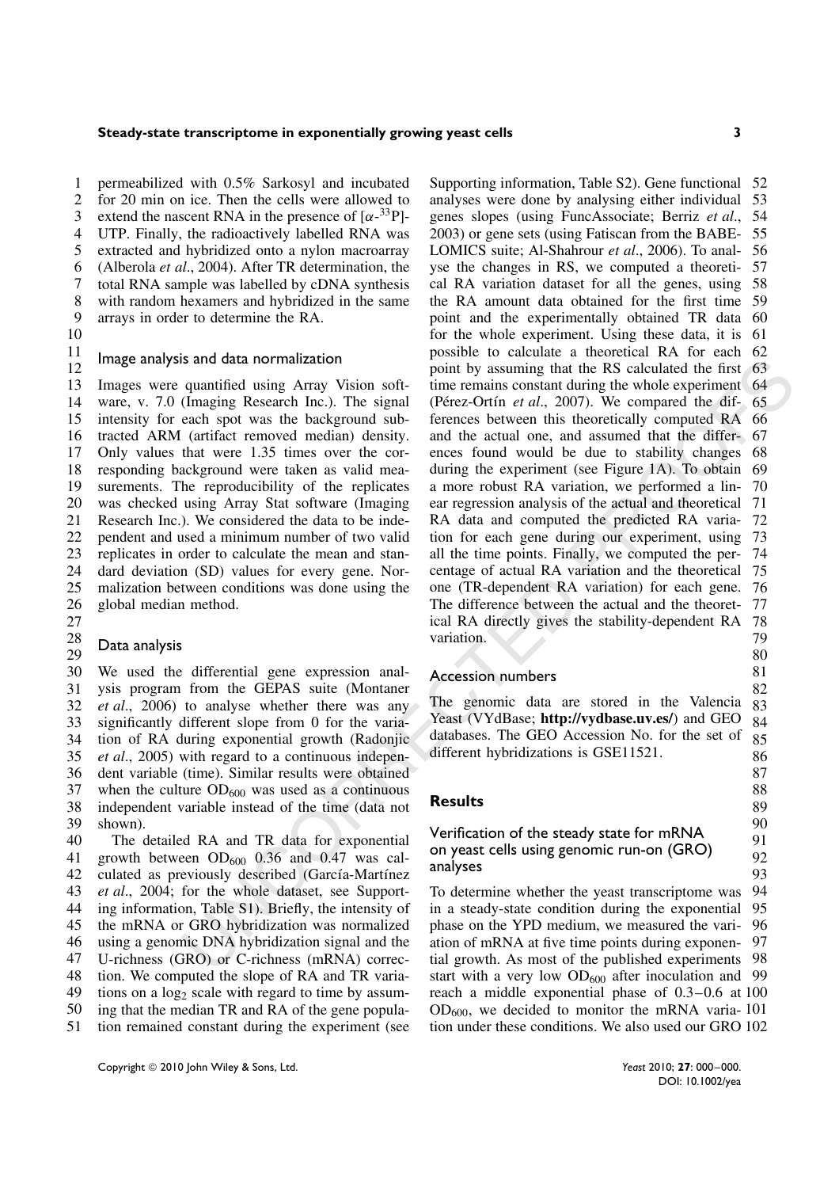permeabilized with 0.5% Sarkosyl and incubated for 20 min on ice. Then the cells were allowed to extend the nascent RNA in the presence of [$\alpha$-$^{33}$P]-UTP. Finally, the radioactively labelled RNA was extracted and hybridized onto a nylon macroarray (Alberola *et al*., 2004). After TR determination, the total RNA sample was labelled by cDNA synthesis with random hexamers and hybridized in the same arrays in order to determine the RA.

### Image analysis and data normalization

Images were quantified using Array Vision software, v. 7.0 (Imaging Research Inc.). The signal intensity for each spot was the background subtracted ARM (artifact removed median) density. Only values that were 1.35 times over the corresponding background were taken as valid measurements. The reproducibility of the replicates was checked using Array Stat software (Imaging Research Inc.). We considered the data to be independent and used a minimum number of two valid replicates in order to calculate the mean and standard deviation (SD) values for every gene. Normalization between conditions was done using the global median method.

### Data analysis

We used the differential gene expression analysis program from the GEPAS suite (Montaner *et al*., 2006) to analyse whether there was any significantly different slope from 0 for the variation of RA during exponential growth (Radonjic *et al*., 2005) with regard to a continuous independent variable (time). Similar results were obtained when the culture $OD_{600}$ was used as a continuous independent variable instead of the time (data not shown).

The detailed RA and TR data for exponential growth between $OD_{600}$ 0.36 and 0.47 was calculated as previously described (García-Martínez *et al*., 2004; for the whole dataset, see Supporting information, Table S1). Briefly, the intensity of the mRNA or GRO hybridization was normalized using a genomic DNA hybridization signal and the U-richness (GRO) or C-richness (mRNA) correction. We computed the slope of RA and TR variations on a $\log_2$ scale with regard to time by assuming that the median TR and RA of the gene population remained constant during the experiment (see Supporting information, Table S2). Gene functional analyses were done by analysing either individual genes slopes (using FuncAssociate; Berriz *et al*., 2003) or gene sets (using Fatiscan from the BABELOMICS suite; Al-Shahrour *et al*., 2006). To analyse the changes in RS, we computed a theoretical RA variation dataset for all the genes, using the RA amount data obtained for the first time point and the experimentally obtained TR data for the whole experiment. Using these data, it is possible to calculate a theoretical RA for each point by assuming that the RS calculated the first time remains constant during the whole experiment (Pérez-Ortín *et al*., 2007). We compared the differences between this theoretically computed RA and the actual one, and assumed that the differences found would be due to stability changes during the experiment (see Figure 1A). To obtain a more robust RA variation, we performed a linear regression analysis of the actual and theoretical RA data and computed the predicted RA variation for each gene during our experiment, using all the time points. Finally, we computed the percentage of actual RA variation and the theoretical one (TR-dependent RA variation) for each gene. The difference between the actual and the theoretical RA directly gives the stability-dependent RA variation.

### Accession numbers

The genomic data are stored in the Valencia Yeast (VYdBase; **http://vydbase.uv.es/**) and GEO databases. The GEO Accession No. for the set of different hybridizations is GSE11521.

## Results

### Verification of the steady state for mRNA on yeast cells using genomic run-on (GRO) analyses

To determine whether the yeast transcriptome was in a steady-state condition during the exponential phase on the YPD medium, we measured the variation of mRNA at five time points during exponential growth. As most of the published experiments start with a very low $OD_{600}$ after inoculation and reach a middle exponential phase of 0.3–0.6 at $OD_{600}$, we decided to monitor the mRNA variation under these conditions. We also used our GRO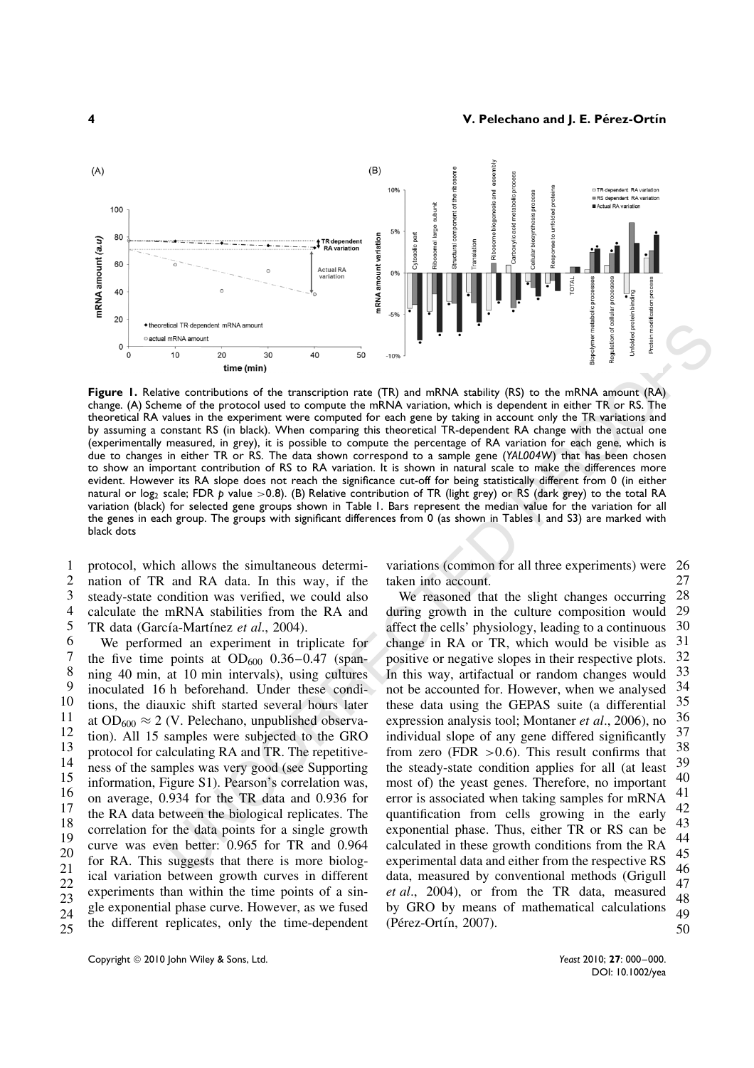**Figure 1.** Relative contributions of the transcription rate (TR) and mRNA stability (RS) to the mRNA amount (RA) change. (A) Scheme of the protocol used to compute the mRNA variation, which is dependent in either TR or RS. The theoretical RA values in the experiment were computed for each gene by taking in account only the TR variations and by assuming a constant RS (in black). When comparing this theoretical TR-dependent RA change with the actual one (experimentally measured, in grey), it is possible to compute the percentage of RA variation for each gene, which is due to changes in either TR or RS. The data shown correspond to a sample gene (*YAL004W*) that has been chosen to show an important contribution of RS to RA variation. It is shown in natural scale to make the differences more evident. However its RA slope does not reach the significance cut-off for being statistically different from 0 (in either natural or $\log_2$ scale; FDR $p$ value $>0.8$). (B) Relative contribution of TR (light grey) or RS (dark grey) to the total RA variation (black) for selected gene groups shown in Table 1. Bars represent the median value for the variation for all the genes in each group. The groups with significant differences from 0 (as shown in Tables 1 and S3) are marked with black dots

protocol, which allows the simultaneous determination of TR and RA data. In this way, if the steady-state condition was verified, we could also calculate the mRNA stabilities from the RA and TR data (García-Martínez *et al*., 2004).

We performed an experiment in triplicate for the five time points at $OD_{600}$ 0.36–0.47 (spanning 40 min, at 10 min intervals), using cultures inoculated 16 h beforehand. Under these conditions, the diauxic shift started several hours later at $OD_{600} \approx 2$ (V. Pelechano, unpublished observation). All 15 samples were subjected to the GRO protocol for calculating RA and TR. The repetitiveness of the samples was very good (see Supporting information, Figure S1). Pearson's correlation was, on average, 0.934 for the TR data and 0.936 for the RA data between the biological replicates. The correlation for the data points for a single growth curve was even better: 0.965 for TR and 0.964 for RA. This suggests that there is more biological variation between growth curves in different experiments than within the time points of a single exponential phase curve. However, as we fused the different replicates, only the time-dependent variations (common for all three experiments) were taken into account.

We reasoned that the slight changes occurring during growth in the culture composition would affect the cells' physiology, leading to a continuous change in RA or TR, which would be visible as positive or negative slopes in their respective plots. In this way, artifactual or random changes would not be accounted for. However, when we analysed these data using the GEPAS suite (a differential expression analysis tool; Montaner *et al*., 2006), no individual slope of any gene differed significantly from zero (FDR $>0.6$). This result confirms that the steady-state condition applies for all (at least most of) the yeast genes. Therefore, no important error is associated when taking samples for mRNA quantification from cells growing in the early exponential phase. Thus, either TR or RS can be calculated in these growth conditions from the RA experimental data and either from the respective RS data, measured by conventional methods (Grigull *et al*., 2004), or from the TR data, measured by GRO by means of mathematical calculations (Pérez-Ortín, 2007).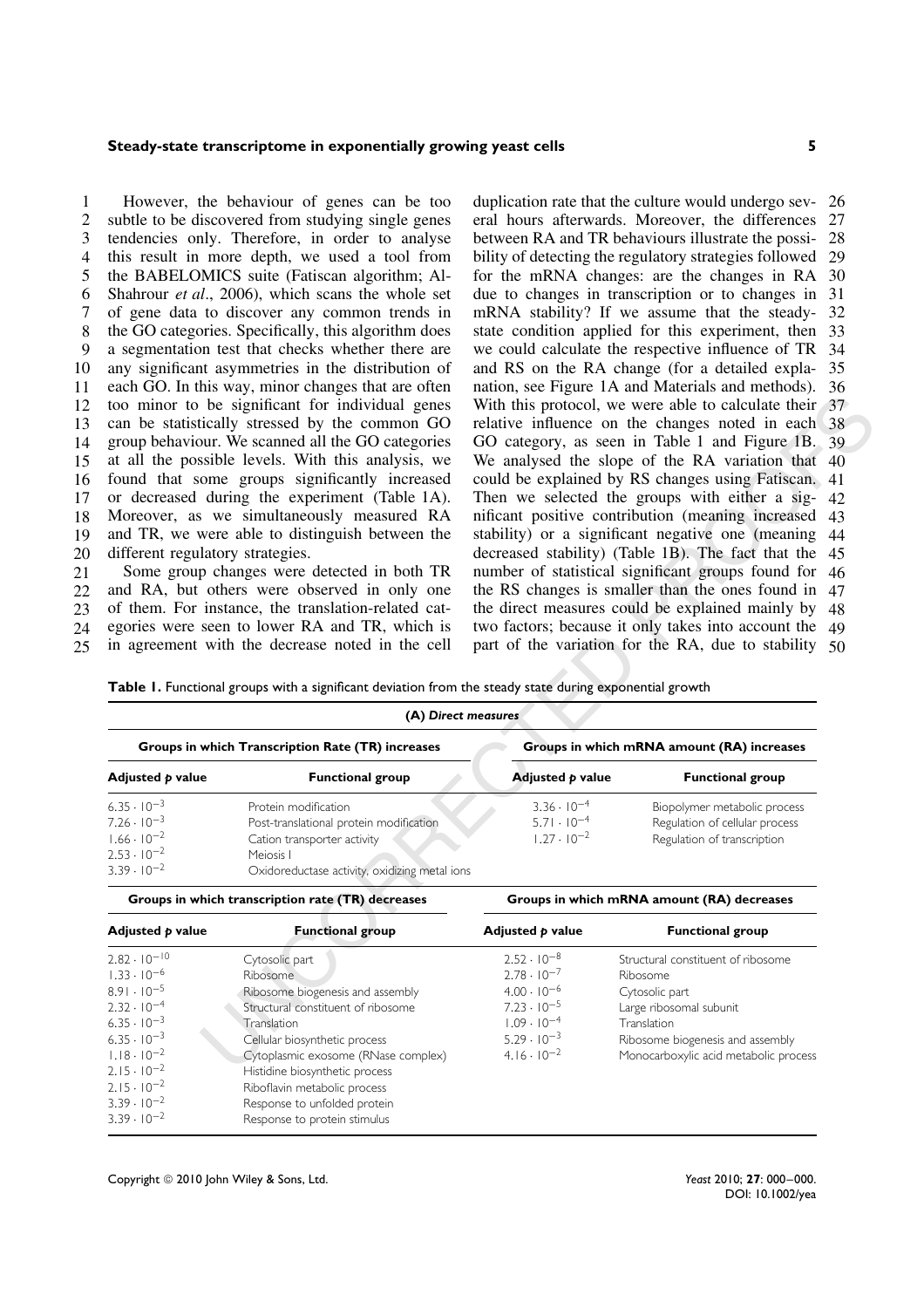However, the behaviour of genes can be too subtle to be discovered from studying single genes tendencies only. Therefore, in order to analyse this result in more depth, we used a tool from the BABELOMICS suite (Fatiscan algorithm; Al-Shahrour *et al*., 2006), which scans the whole set of gene data to discover any common trends in the GO categories. Specifically, this algorithm does a segmentation test that checks whether there are any significant asymmetries in the distribution of each GO. In this way, minor changes that are often too minor to be significant for individual genes can be statistically stressed by the common GO group behaviour. We scanned all the GO categories at all the possible levels. With this analysis, we found that some groups significantly increased or decreased during the experiment (Table 1A). Moreover, as we simultaneously measured RA and TR, we were able to distinguish between the different regulatory strategies.

Some group changes were detected in both TR and RA, but others were observed in only one of them. For instance, the translation-related categories were seen to lower RA and TR, which is in agreement with the decrease noted in the cell duplication rate that the culture would undergo several hours afterwards. Moreover, the differences between RA and TR behaviours illustrate the possibility of detecting the regulatory strategies followed for the mRNA changes: are the changes in RA due to changes in transcription or to changes in mRNA stability? If we assume that the steady-state condition applied for this experiment, then we could calculate the respective influence of TR and RS on the RA change (for a detailed explanation, see Figure 1A and Materials and methods). With this protocol, we were able to calculate their relative influence on the changes noted in each GO category, as seen in Table 1 and Figure 1B. We analysed the slope of the RA variation that could be explained by RS changes using Fatiscan. Then we selected the groups with either a significant positive contribution (meaning increased stability) or a significant negative one (meaning decreased stability) (Table 1B). The fact that the number of statistical significant groups found for the RS changes is smaller than the ones found in the direct measures could be explained mainly by two factors; because it only takes into account the part of the variation for the RA, due to stability

**Table 1.** Functional groups with a significant deviation from the steady state during exponential growth

**(A) *Direct measures***

| Groups in which Transcription Rate (TR) increases | | Groups in which mRNA amount (RA) increases | |
|---|---|---|---|
| **Adjusted *p* value** | **Functional group** | **Adjusted *p* value** | **Functional group** |
| $6.35 \cdot 10^{-3}$ | Protein modification | $3.36 \cdot 10^{-4}$ | Biopolymer metabolic process |
| $7.26 \cdot 10^{-3}$ | Post-translational protein modification | $5.71 \cdot 10^{-4}$ | Regulation of cellular process |
| $1.66 \cdot 10^{-2}$ | Cation transporter activity | $1.27 \cdot 10^{-2}$ | Regulation of transcription |
| $2.53 \cdot 10^{-2}$ | Meiosis I | | |
| $3.39 \cdot 10^{-2}$ | Oxidoreductase activity, oxidizing metal ions | | |
| **Groups in which transcription rate (TR) decreases** | | **Groups in which mRNA amount (RA) decreases** | |
| **Adjusted *p* value** | **Functional group** | **Adjusted *p* value** | **Functional group** |
| $2.82 \cdot 10^{-10}$ | Cytosolic part | $2.52 \cdot 10^{-8}$ | Structural constituent of ribosome |
| $1.33 \cdot 10^{-6}$ | Ribosome | $2.78 \cdot 10^{-7}$ | Ribosome |
| $8.91 \cdot 10^{-5}$ | Ribosome biogenesis and assembly | $4.00 \cdot 10^{-6}$ | Cytosolic part |
| $2.32 \cdot 10^{-4}$ | Structural constituent of ribosome | $7.23 \cdot 10^{-5}$ | Large ribosomal subunit |
| $6.35 \cdot 10^{-3}$ | Translation | $1.09 \cdot 10^{-4}$ | Translation |
| $6.35 \cdot 10^{-3}$ | Cellular biosynthetic process | $5.29 \cdot 10^{-3}$ | Ribosome biogenesis and assembly |
| $1.18 \cdot 10^{-2}$ | Cytoplasmic exosome (RNase complex) | $4.16 \cdot 10^{-2}$ | Monocarboxylic acid metabolic process |
| $2.15 \cdot 10^{-2}$ | Histidine biosynthetic process | | |
| $2.15 \cdot 10^{-2}$ | Riboflavin metabolic process | | |
| $3.39 \cdot 10^{-2}$ | Response to unfolded protein | | |
| $3.39 \cdot 10^{-2}$ | Response to protein stimulus | | |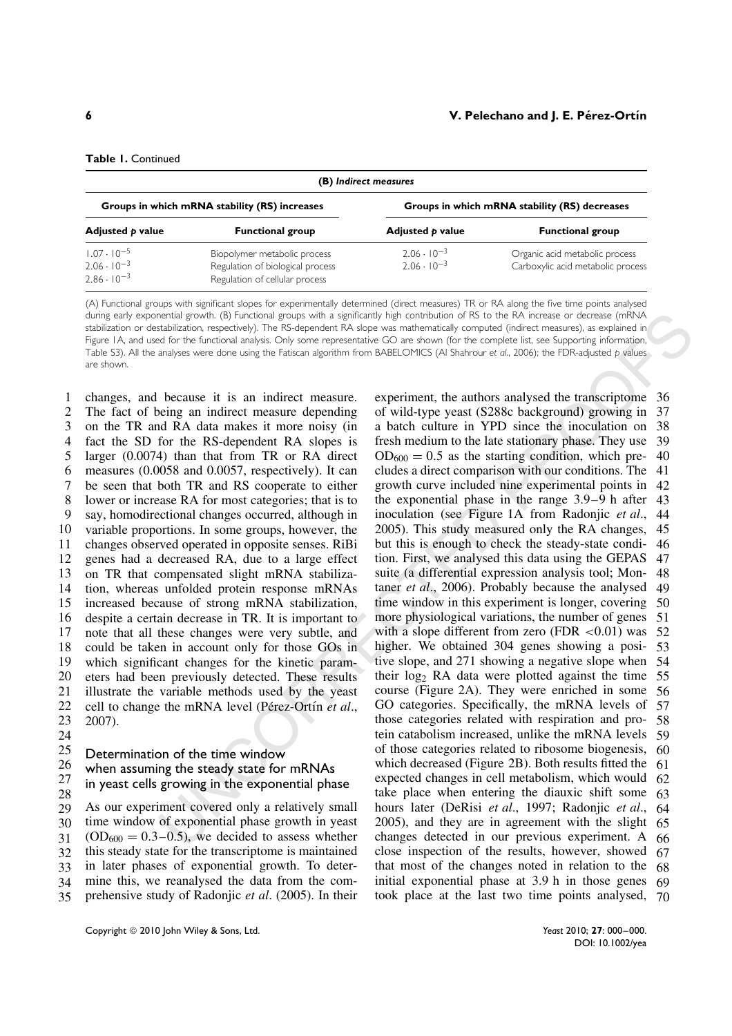**Table 1.** Continued

| (B) *Indirect measures* | | | |
|---|---|---|---|
| Groups in which mRNA stability (RS) increases | | Groups in which mRNA stability (RS) decreases | |
| **Adjusted *p* value** | **Functional group** | **Adjusted *p* value** | **Functional group** |
| $1.07 \cdot 10^{-5}$ | Biopolymer metabolic process | $2.06 \cdot 10^{-3}$ | Organic acid metabolic process |
| $2.06 \cdot 10^{-3}$ | Regulation of biological process | $2.06 \cdot 10^{-3}$ | Carboxylic acid metabolic process |
| $2.86 \cdot 10^{-3}$ | Regulation of cellular process | | |

(A) Functional groups with significant slopes for experimentally determined (direct measures) TR or RA along the five time points analysed during early exponential growth. (B) Functional groups with a significantly high contribution of RS to the RA increase or decrease (mRNA stabilization or destabilization, respectively). The RS-dependent RA slope was mathematically computed (indirect measures), as explained in Figure 1A, and used for the functional analysis. Only some representative GO are shown (for the complete list, see Supporting information, Table S3). All the analyses were done using the Fatiscan algorithm from BABELOMICS (Al Shahrour *et al*., 2006); the FDR-adjusted *p* values are shown.

changes, and because it is an indirect measure. The fact of being an indirect measure depending on the TR and RA data makes it more noisy (in fact the SD for the RS-dependent RA slopes is larger (0.0074) than that from TR or RA direct measures (0.0058 and 0.0057, respectively). It can be seen that both TR and RS cooperate to either lower or increase RA for most categories; that is to say, homodirectional changes occurred, although in variable proportions. In some groups, however, the changes observed operated in opposite senses. RiBi genes had a decreased RA, due to a large effect on TR that compensated slight mRNA stabilization, whereas unfolded protein response mRNAs increased because of strong mRNA stabilization, despite a certain decrease in TR. It is important to note that all these changes were very subtle, and could be taken in account only for those GOs in which significant changes for the kinetic parameters had been previously detected. These results illustrate the variable methods used by the yeast cell to change the mRNA level (Pérez-Ortín *et al*., 2007).

### Determination of the time window when assuming the steady state for mRNAs in yeast cells growing in the exponential phase

As our experiment covered only a relatively small time window of exponential phase growth in yeast ($OD_{600} = 0.3–0.5$), we decided to assess whether this steady state for the transcriptome is maintained in later phases of exponential growth. To determine this, we reanalysed the data from the comprehensive study of Radonjic *et al*. (2005). In their experiment, the authors analysed the transcriptome of wild-type yeast (S288c background) growing in a batch culture in YPD since the inoculation on fresh medium to the late stationary phase. They use $OD_{600} = 0.5$ as the starting condition, which precludes a direct comparison with our conditions. The growth curve included nine experimental points in the exponential phase in the range 3.9–9 h after inoculation (see Figure 1A from Radonjic *et al*., 2005). This study measured only the RA changes, but this is enough to check the steady-state condition. First, we analysed this data using the GEPAS suite (a differential expression analysis tool; Montaner *et al*., 2006). Probably because the analysed time window in this experiment is longer, covering more physiological variations, the number of genes with a slope different from zero (FDR $<0.01$) was higher. We obtained 304 genes showing a positive slope, and 271 showing a negative slope when their $\log_2$ RA data were plotted against the time course (Figure 2A). They were enriched in some GO categories. Specifically, the mRNA levels of those categories related with respiration and protein catabolism increased, unlike the mRNA levels of those categories related to ribosome biogenesis, which decreased (Figure 2B). Both results fitted the expected changes in cell metabolism, which would take place when entering the diauxic shift some hours later (DeRisi *et al*., 1997; Radonjic *et al*., 2005), and they are in agreement with the slight changes detected in our previous experiment. A close inspection of the results, however, showed that most of the changes noted in relation to the initial exponential phase at 3.9 h in those genes took place at the last two time points analysed,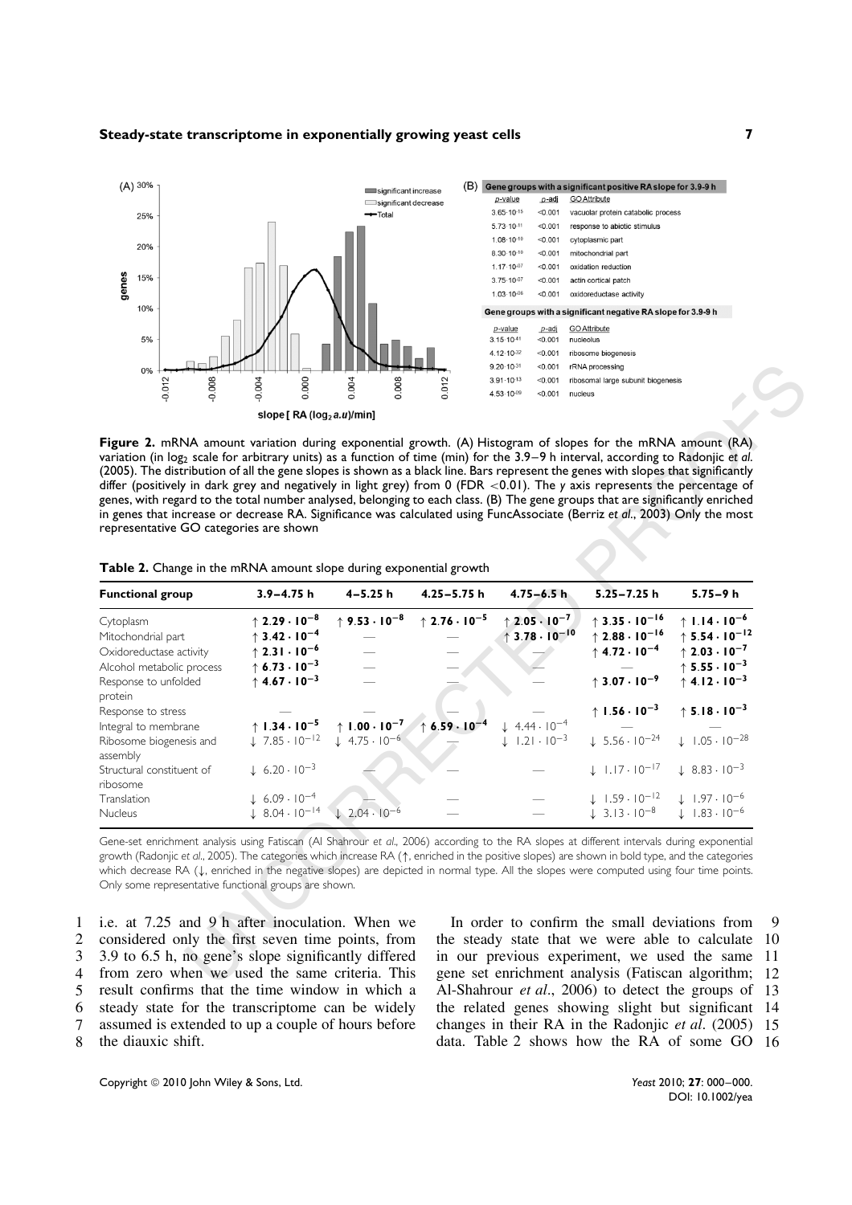(A) 30%

(B)

**Gene groups with a significant positive RA slope for 3.9-9 h**

| p-value | p-adj | GO Attribute |
|---|---|---|
| $3.65 \cdot 10^{-15}$ | <0.001 | vacuolar protein catabolic process |
| $5.73 \cdot 10^{-11}$ | <0.001 | response to abiotic stimulus |
| $1.08 \cdot 10^{-10}$ | <0.001 | cytoplasmic part |
| $8.30 \cdot 10^{-10}$ | <0.001 | mitochondrial part |
| $1.17 \cdot 10^{-07}$ | <0.001 | oxidation reduction |
| $3.75 \cdot 10^{-07}$ | <0.001 | actin cortical patch |
| $1.03 \cdot 10^{-06}$ | <0.001 | oxidoreductase activity |

**Gene groups with a significant negative RA slope for 3.9-9 h**

| p-value | p-adj | GO Attribute |
|---|---|---|
| $3.15 \cdot 10^{-41}$ | <0.001 | nucleolus |
| $4.12 \cdot 10^{-32}$ | <0.001 | ribosome biogenesis |
| $9.20 \cdot 10^{-31}$ | <0.001 | rRNA processing |
| $3.91 \cdot 10^{-13}$ | <0.001 | ribosomal large subunit biogenesis |
| $4.53 \cdot 10^{-09}$ | <0.001 | nucleus |

**Figure 2.** mRNA amount variation during exponential growth. (A) Histogram of slopes for the mRNA amount (RA) variation (in $\log_2$ scale for arbitrary units) as a function of time (min) for the 3.9–9 h interval, according to Radonjic *et al.* (2005). The distribution of all the gene slopes is shown as a black line. Bars represent the genes with slopes that significantly differ (positively in dark grey and negatively in light grey) from 0 (FDR <0.01). The *y* axis represents the percentage of genes, with regard to the total number analysed, belonging to each class. (B) The gene groups that are significantly enriched in genes that increase or decrease RA. Significance was calculated using FuncAssociate (Berriz *et al.*, 2003) Only the most representative GO categories are shown

**Table 2.** Change in the mRNA amount slope during exponential growth

| Functional group | 3.9–4.75 h | 4–5.25 h | 4.25–5.75 h | 4.75–6.5 h | 5.25–7.25 h | 5.75–9 h |
|---|---|---|---|---|---|---|
| Cytoplasm | **↑ $2.29 \cdot 10^{-8}$** | **↑ $9.53 \cdot 10^{-8}$** | **↑ $2.76 \cdot 10^{-5}$** | **↑ $2.05 \cdot 10^{-7}$** | **↑ $3.35 \cdot 10^{-16}$** | **↑ $1.14 \cdot 10^{-6}$** |
| Mitochondrial part | **↑ $3.42 \cdot 10^{-4}$** | — | — | **↑ $3.78 \cdot 10^{-10}$** | **↑ $2.88 \cdot 10^{-16}$** | **↑ $5.54 \cdot 10^{-12}$** |
| Oxidoreductase activity | **↑ $2.31 \cdot 10^{-6}$** | — | — | — | **↑ $4.72 \cdot 10^{-4}$** | **↑ $2.03 \cdot 10^{-7}$** |
| Alcohol metabolic process | **↑ $6.73 \cdot 10^{-3}$** | — | — | — | — | **↑ $5.55 \cdot 10^{-3}$** |
| Response to unfolded protein | **↑ $4.67 \cdot 10^{-3}$** | — | — | — | **↑ $3.07 \cdot 10^{-9}$** | **↑ $4.12 \cdot 10^{-3}$** |
| Response to stress | — | — | — | — | **↑ $1.56 \cdot 10^{-3}$** | **↑ $5.18 \cdot 10^{-3}$** |
| Integral to membrane | **↑ $1.34 \cdot 10^{-5}$** | **↑ $1.00 \cdot 10^{-7}$** | **↑ $6.59 \cdot 10^{-4}$** | ↓ $4.44 \cdot 10^{-4}$ | — | — |
| Ribosome biogenesis and assembly | ↓ $7.85 \cdot 10^{-12}$ | ↓ $4.75 \cdot 10^{-6}$ | — | ↓ $1.21 \cdot 10^{-3}$ | ↓ $5.56 \cdot 10^{-24}$ | ↓ $1.05 \cdot 10^{-28}$ |
| Structural constituent of ribosome | ↓ $6.20 \cdot 10^{-3}$ | — | — | — | ↓ $1.17 \cdot 10^{-17}$ | ↓ $8.83 \cdot 10^{-3}$ |
| Translation | ↓ $6.09 \cdot 10^{-4}$ | — | — | — | ↓ $1.59 \cdot 10^{-12}$ | ↓ $1.97 \cdot 10^{-6}$ |
| Nucleus | ↓ $8.04 \cdot 10^{-14}$ | ↓ $2.04 \cdot 10^{-6}$ | — | — | ↓ $3.13 \cdot 10^{-8}$ | ↓ $1.83 \cdot 10^{-6}$ |

Gene-set enrichment analysis using Fatiscan (Al Shahrour *et al.*, 2006) according to the RA slopes at different intervals during exponential growth (Radonjic *et al.*, 2005). The categories which increase RA (↑, enriched in the positive slopes) are shown in bold type, and the categories which decrease RA (↓, enriched in the negative slopes) are depicted in normal type. All the slopes were computed using four time points. Only some representative functional groups are shown.

i.e. at 7.25 and 9 h after inoculation. When we considered only the first seven time points, from 3.9 to 6.5 h, no gene's slope significantly differed from zero when we used the same criteria. This result confirms that the time window in which a steady state for the transcriptome can be widely assumed is extended to up a couple of hours before the diauxic shift.

In order to confirm the small deviations from the steady state that we were able to calculate in our previous experiment, we used the same gene set enrichment analysis (Fatiscan algorithm; Al-Shahrour *et al*., 2006) to detect the groups of the related genes showing slight but significant changes in their RA in the Radonjic *et al*. (2005) data. Table 2 shows how the RA of some GO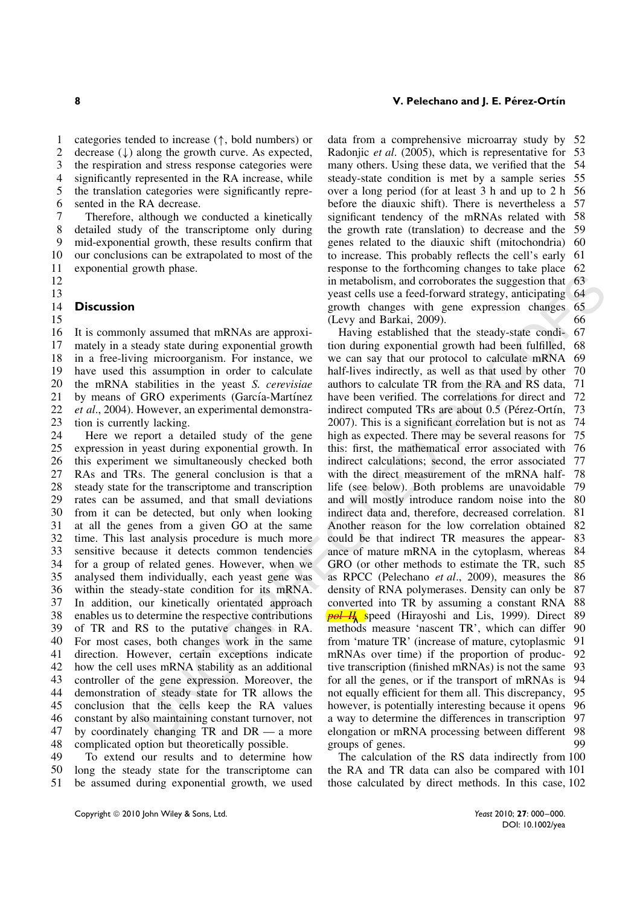categories tended to increase (↑, bold numbers) or decrease (↓) along the growth curve. As expected, the respiration and stress response categories were significantly represented in the RA increase, while the translation categories were significantly represented in the RA decrease.

Therefore, although we conducted a kinetically detailed study of the transcriptome only during mid-exponential growth, these results confirm that our conclusions can be extrapolated to most of the exponential growth phase.

## Discussion

It is commonly assumed that mRNAs are approximately in a steady state during exponential growth in a free-living microorganism. For instance, we have used this assumption in order to calculate the mRNA stabilities in the yeast *S. cerevisiae* by means of GRO experiments (García-Martínez *et al*., 2004). However, an experimental demonstration is currently lacking.

Here we report a detailed study of the gene expression in yeast during exponential growth. In this experiment we simultaneously checked both RAs and TRs. The general conclusion is that a steady state for the transcriptome and transcription rates can be assumed, and that small deviations from it can be detected, but only when looking at all the genes from a given GO at the same time. This last analysis procedure is much more sensitive because it detects common tendencies for a group of related genes. However, when we analysed them individually, each yeast gene was within the steady-state condition for its mRNA. In addition, our kinetically orientated approach enables us to determine the respective contributions of TR and RS to the putative changes in RA. For most cases, both changes work in the same direction. However, certain exceptions indicate how the cell uses mRNA stability as an additional controller of the gene expression. Moreover, the demonstration of steady state for TR allows the conclusion that the cells keep the RA values constant by also maintaining constant turnover, not by coordinately changing TR and DR — a more complicated option but theoretically possible.

To extend our results and to determine how long the steady state for the transcriptome can be assumed during exponential growth, we used data from a comprehensive microarray study by Radonjic *et al*. (2005), which is representative for many others. Using these data, we verified that the steady-state condition is met by a sample series over a long period (for at least 3 h and up to 2 h before the diauxic shift). There is nevertheless a significant tendency of the mRNAs related with the growth rate (translation) to decrease and the genes related to the diauxic shift (mitochondria) to increase. This probably reflects the cell's early response to the forthcoming changes to take place in metabolism, and corroborates the suggestion that yeast cells use a feed-forward strategy, anticipating growth changes with gene expression changes (Levy and Barkai, 2009).

Having established that the steady-state condition during exponential growth had been fulfilled, we can say that our protocol to calculate mRNA half-lives indirectly, as well as that used by other authors to calculate TR from the RA and RS data, have been verified. The correlations for direct and indirect computed TRs are about 0.5 (Pérez-Ortín, 2007). This is a significant correlation but is not as high as expected. There may be several reasons for this: first, the mathematical error associated with indirect calculations; second, the error associated with the direct measurement of the mRNA half-life (see below). Both problems are unavoidable and will mostly introduce random noise into the indirect data and, therefore, decreased correlation. Another reason for the low correlation obtained could be that indirect TR measures the appearance of mature mRNA in the cytoplasm, whereas GRO (or other methods to estimate the TR, such as RPCC (Pelechano *et al*., 2009), measures the density of RNA polymerases. Density can only be converted into TR by assuming a constant RNA ~~pol II~~ speed (Hirayoshi and Lis, 1999). Direct methods measure 'nascent TR', which can differ from 'mature TR' (increase of mature, cytoplasmic mRNAs over time) if the proportion of productive transcription (finished mRNAs) is not the same for all the genes, or if the transport of mRNAs is not equally efficient for them all. This discrepancy, however, is potentially interesting because it opens a way to determine the differences in transcription elongation or mRNA processing between different groups of genes.

The calculation of the RS data indirectly from the RA and TR data can also be compared with those calculated by direct methods. In this case,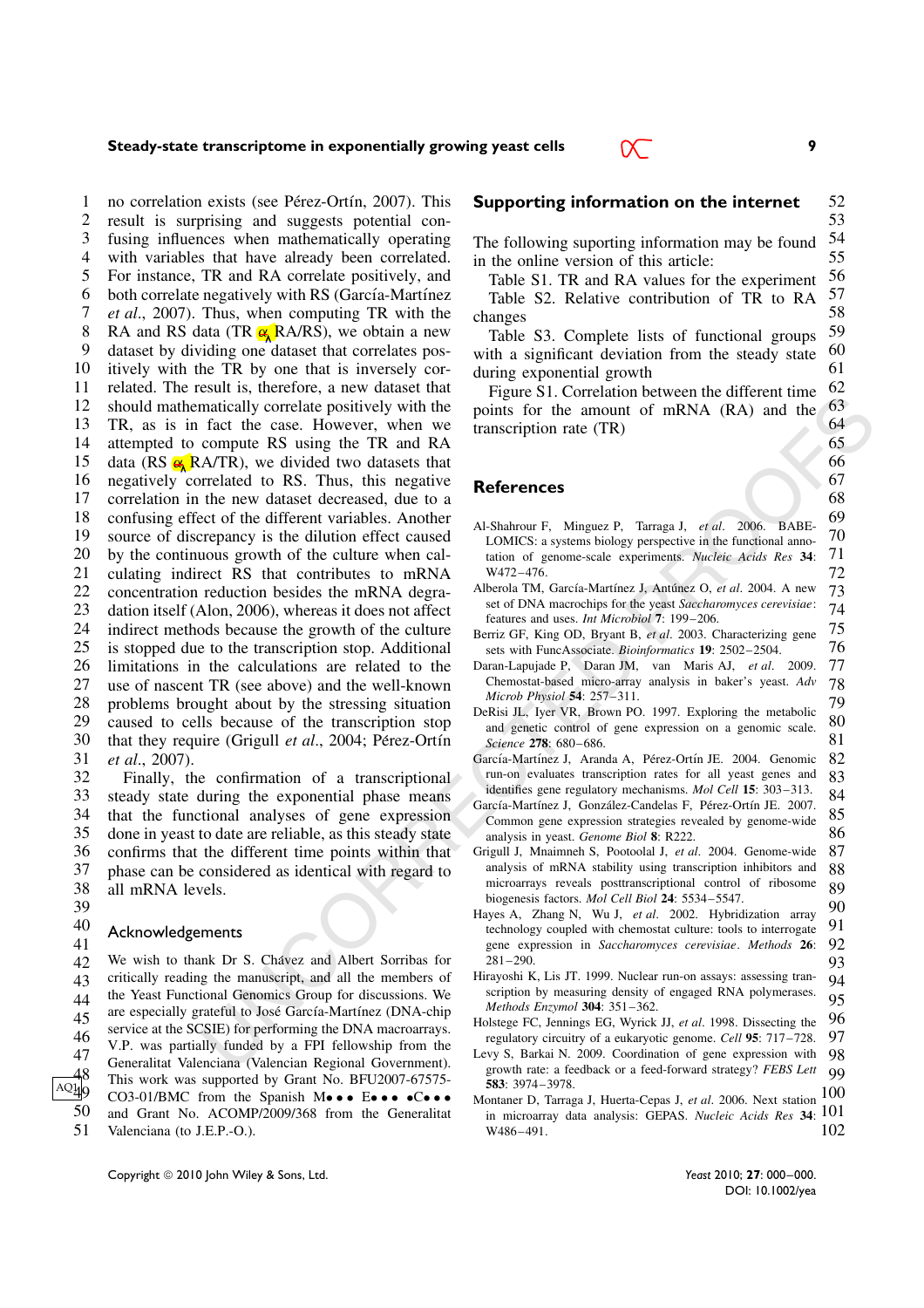no correlation exists (see Pérez-Ortín, 2007). This result is surprising and suggests potential confusing influences when mathematically operating with variables that have already been correlated. For instance, TR and RA correlate positively, and both correlate negatively with RS (García-Martínez *et al*., 2007). Thus, when computing TR with the RA and RS data (TR $\propto$ RA/RS), we obtain a new dataset by dividing one dataset that correlates positively with the TR by one that is inversely correlated. The result is, therefore, a new dataset that should mathematically correlate positively with the TR, as is in fact the case. However, when we attempted to compute RS using the TR and RA data (RS $\propto$ RA/TR), we divided two datasets that negatively correlated to RS. Thus, this negative correlation in the new dataset decreased, due to a confusing effect of the different variables. Another source of discrepancy is the dilution effect caused by the continuous growth of the culture when calculating indirect RS that contributes to mRNA concentration reduction besides the mRNA degradation itself (Alon, 2006), whereas it does not affect indirect methods because the growth of the culture is stopped due to the transcription stop. Additional limitations in the calculations are related to the use of nascent TR (see above) and the well-known problems brought about by the stressing situation caused to cells because of the transcription stop that they require (Grigull *et al*., 2004; Pérez-Ortín *et al*., 2007).

Finally, the confirmation of a transcriptional steady state during the exponential phase means that the functional analyses of gene expression done in yeast to date are reliable, as this steady state confirms that the different time points within that phase can be considered as identical with regard to all mRNA levels.

## Acknowledgements

We wish to thank Dr S. Chávez and Albert Sorribas for critically reading the manuscript, and all the members of the Yeast Functional Genomics Group for discussions. We are especially grateful to José García-Martínez (DNA-chip service at the SCSIE) for performing the DNA macroarrays. V.P. was partially funded by a FPI fellowship from the Generalitat Valenciana (Valencian Regional Government). This work was supported by Grant No. BFU2007-67575-CO3-01/BMC from the Spanish M••• E••• •C••• and Grant No. ACOMP/2009/368 from the Generalitat Valenciana (to J.E.P.-O.).

## Supporting information on the internet

The following suporting information may be found in the online version of this article:

Table S1. TR and RA values for the experiment

Table S2. Relative contribution of TR to RA changes

Table S3. Complete lists of functional groups with a significant deviation from the steady state during exponential growth

Figure S1. Correlation between the different time points for the amount of mRNA (RA) and the transcription rate (TR)

## References

Al-Shahrour F, Minguez P, Tarraga J, *et al*. 2006. BABELOMICS: a systems biology perspective in the functional annotation of genome-scale experiments. *Nucleic Acids Res* **34**: W472–476.

Alberola TM, García-Martínez J, Antúnez O, *et al*. 2004. A new set of DNA macrochips for the yeast *Saccharomyces cerevisiae*: features and uses. *Int Microbiol* **7**: 199–206.

Berriz GF, King OD, Bryant B, *et al*. 2003. Characterizing gene sets with FuncAssociate. *Bioinformatics* **19**: 2502–2504.

Daran-Lapujade P, Daran JM, van Maris AJ, *et al*. 2009. Chemostat-based micro-array analysis in baker's yeast. *Adv Microb Physiol* **54**: 257–311.

DeRisi JL, Iyer VR, Brown PO. 1997. Exploring the metabolic and genetic control of gene expression on a genomic scale. *Science* **278**: 680–686.

García-Martínez J, Aranda A, Pérez-Ortín JE. 2004. Genomic run-on evaluates transcription rates for all yeast genes and identifies gene regulatory mechanisms. *Mol Cell* **15**: 303–313.

García-Martínez J, González-Candelas F, Pérez-Ortín JE. 2007. Common gene expression strategies revealed by genome-wide analysis in yeast. *Genome Biol* **8**: R222.

Grigull J, Mnaimneh S, Pootoolal J, *et al*. 2004. Genome-wide analysis of mRNA stability using transcription inhibitors and microarrays reveals posttranscriptional control of ribosome biogenesis factors. *Mol Cell Biol* **24**: 5534–5547.

Hayes A, Zhang N, Wu J, *et al*. 2002. Hybridization array technology coupled with chemostat culture: tools to interrogate gene expression in *Saccharomyces cerevisiae*. *Methods* **26**: 281–290.

Hirayoshi K, Lis JT. 1999. Nuclear run-on assays: assessing transcription by measuring density of engaged RNA polymerases. *Methods Enzymol* **304**: 351–362.

Holstege FC, Jennings EG, Wyrick JJ, *et al*. 1998. Dissecting the regulatory circuitry of a eukaryotic genome. *Cell* **95**: 717–728.

Levy S, Barkai N. 2009. Coordination of gene expression with growth rate: a feedback or a feed-forward strategy? *FEBS Lett* **583**: 3974–3978.

Montaner D, Tarraga J, Huerta-Cepas J, *et al*. 2006. Next station in microarray data analysis: GEPAS. *Nucleic Acids Res* **34**: W486–491.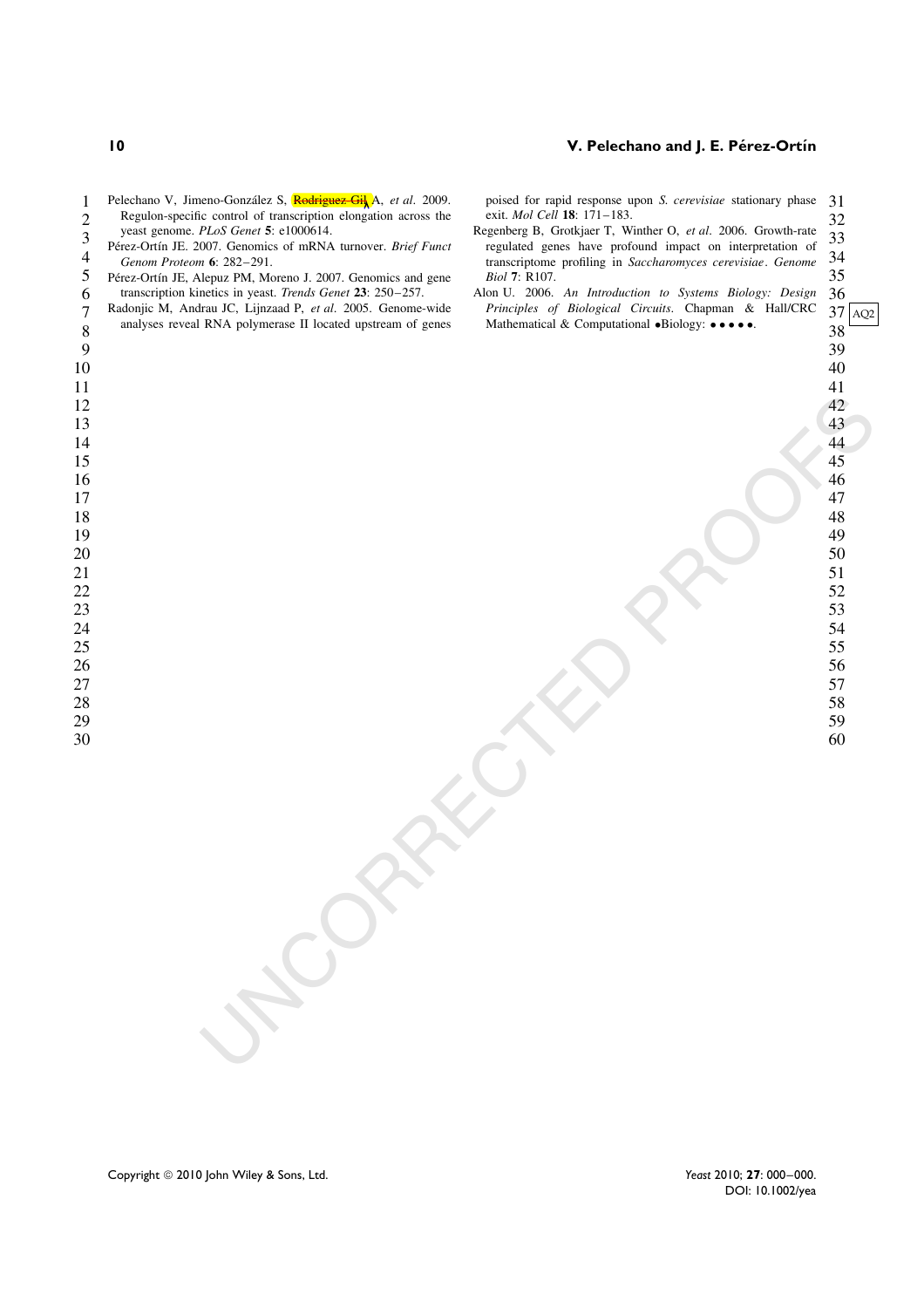Pelechano V, Jimeno-González S, Rodriguez-Gil A, *et al*. 2009. Regulon-specific control of transcription elongation across the yeast genome. *PLoS Genet* **5**: e1000614.

Pérez-Ortín JE. 2007. Genomics of mRNA turnover. *Brief Funct Genom Proteom* **6**: 282–291.

Pérez-Ortín JE, Alepuz PM, Moreno J. 2007. Genomics and gene transcription kinetics in yeast. *Trends Genet* **23**: 250–257.

Radonjic M, Andrau JC, Lijnzaad P, *et al*. 2005. Genome-wide analyses reveal RNA polymerase II located upstream of genes poised for rapid response upon *S. cerevisiae* stationary phase exit. *Mol Cell* **18**: 171–183.

Regenberg B, Grotkjaer T, Winther O, *et al*. 2006. Growth-rate regulated genes have profound impact on interpretation of transcriptome profiling in *Saccharomyces cerevisiae*. *Genome Biol* **7**: R107.

Alon U. 2006. *An Introduction to Systems Biology: Design Principles of Biological Circuits*. Chapman & Hall/CRC Mathematical & Computational •Biology: • • • • •.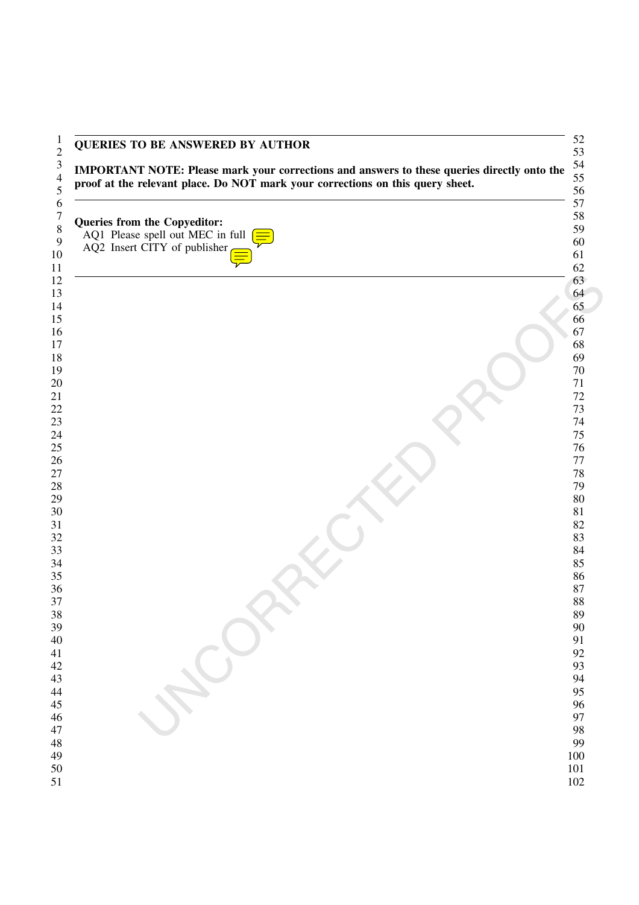**QUERIES TO BE ANSWERED BY AUTHOR**

**IMPORTANT NOTE: Please mark your corrections and answers to these queries directly onto the proof at the relevant place. Do NOT mark your corrections on this query sheet.**

**Queries from the Copyeditor:**

AQ1 Please spell out MEC in full

AQ2 Insert CITY of publisher